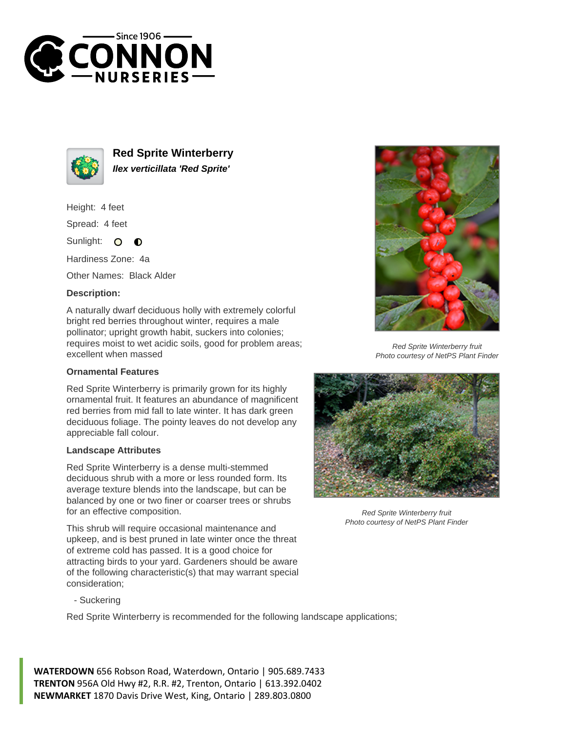# Red Sprite Winterberry

***Ilex verticillata 'Red Sprite'***

Height: 4 feet

Spread: 4 feet

Sunlight:

Hardiness Zone: 4a

Other Names: Black Alder

**Description:**

A naturally dwarf deciduous holly with extremely colorful bright red berries throughout winter, requires a male pollinator; upright growth habit, suckers into colonies; requires moist to wet acidic soils, good for problem areas; excellent when massed

### Ornamental Features

Red Sprite Winterberry is primarily grown for its highly ornamental fruit. It features an abundance of magnificent red berries from mid fall to late winter. It has dark green deciduous foliage. The pointy leaves do not develop any appreciable fall colour.

### Landscape Attributes

Red Sprite Winterberry is a dense multi-stemmed deciduous shrub with a more or less rounded form. Its average texture blends into the landscape, but can be balanced by one or two finer or coarser trees or shrubs for an effective composition.

This shrub will require occasional maintenance and upkeep, and is best pruned in late winter once the threat of extreme cold has passed. It is a good choice for attracting birds to your yard. Gardeners should be aware of the following characteristic(s) that may warrant special consideration;

- Suckering

Red Sprite Winterberry is recommended for the following landscape applications;

*Red Sprite Winterberry fruit*
*Photo courtesy of NetPS Plant Finder*

*Red Sprite Winterberry fruit*
*Photo courtesy of NetPS Plant Finder*

**WATERDOWN** 656 Robson Road, Waterdown, Ontario | 905.689.7433
**TRENTON** 956A Old Hwy #2, R.R. #2, Trenton, Ontario | 613.392.0402
**NEWMARKET** 1870 Davis Drive West, King, Ontario | 289.803.0800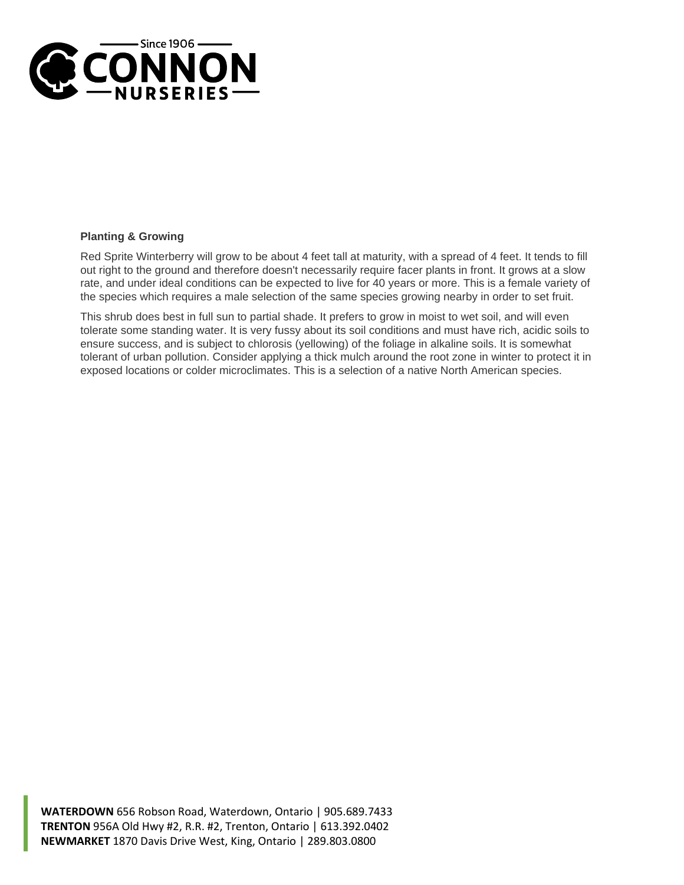### Planting & Growing

Red Sprite Winterberry will grow to be about 4 feet tall at maturity, with a spread of 4 feet. It tends to fill out right to the ground and therefore doesn't necessarily require facer plants in front. It grows at a slow rate, and under ideal conditions can be expected to live for 40 years or more. This is a female variety of the species which requires a male selection of the same species growing nearby in order to set fruit.

This shrub does best in full sun to partial shade. It prefers to grow in moist to wet soil, and will even tolerate some standing water. It is very fussy about its soil conditions and must have rich, acidic soils to ensure success, and is subject to chlorosis (yellowing) of the foliage in alkaline soils. It is somewhat tolerant of urban pollution. Consider applying a thick mulch around the root zone in winter to protect it in exposed locations or colder microclimates. This is a selection of a native North American species.